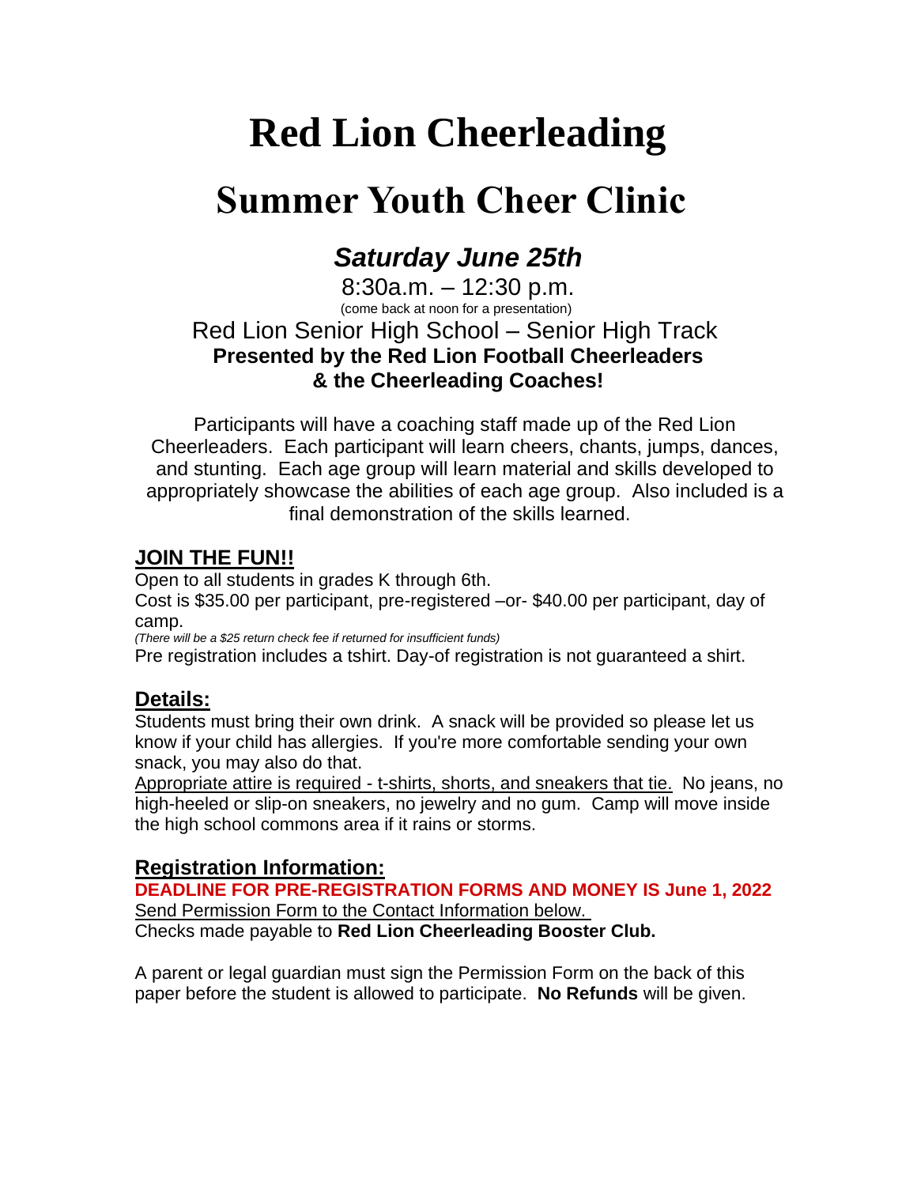# Red Lion Cheerleading

# Summer Youth Cheer Clinic

## *Saturday June 25th*

8:30a.m. – 12:30 p.m.

(come back at noon for a presentation)

Red Lion Senior High School – Senior High Track

**Presented by the Red Lion Football Cheerleaders & the Cheerleading Coaches!**

Participants will have a coaching staff made up of the Red Lion Cheerleaders. Each participant will learn cheers, chants, jumps, dances, and stunting. Each age group will learn material and skills developed to appropriately showcase the abilities of each age group. Also included is a final demonstration of the skills learned.

### JOIN THE FUN!!

Open to all students in grades K through 6th.

Cost is $35.00 per participant, pre-registered –or- $40.00 per participant, day of camp.

*(There will be a $25 return check fee if returned for insufficient funds)*

Pre registration includes a tshirt. Day-of registration is not guaranteed a shirt.

### Details:

Students must bring their own drink. A snack will be provided so please let us know if your child has allergies. If you're more comfortable sending your own snack, you may also do that.

Appropriate attire is required - t-shirts, shorts, and sneakers that tie. No jeans, no high-heeled or slip-on sneakers, no jewelry and no gum. Camp will move inside the high school commons area if it rains or storms.

### Registration Information:

**DEADLINE FOR PRE-REGISTRATION FORMS AND MONEY IS June 1, 2022**

Send Permission Form to the Contact Information below.

Checks made payable to **Red Lion Cheerleading Booster Club.**

A parent or legal guardian must sign the Permission Form on the back of this paper before the student is allowed to participate. **No Refunds** will be given.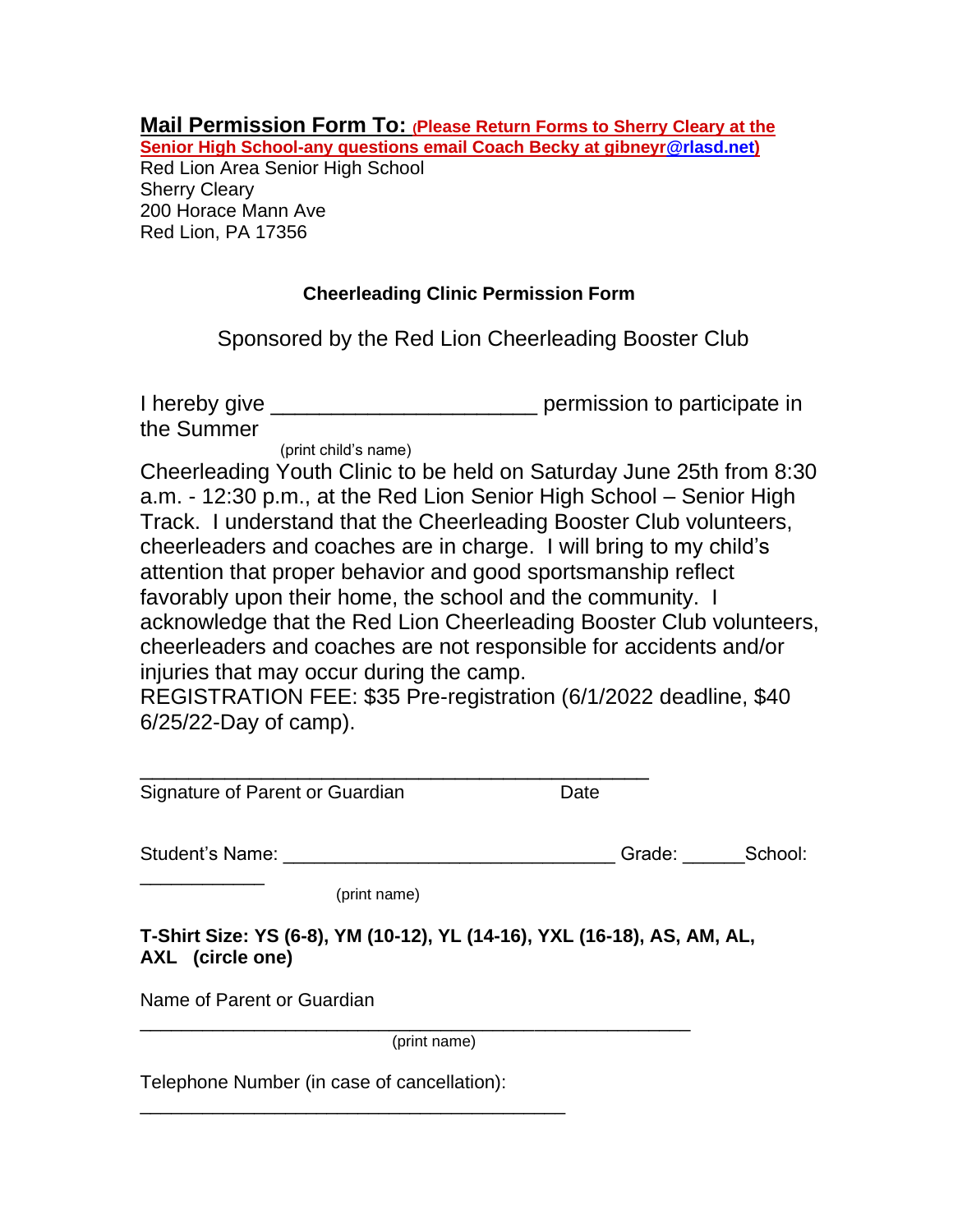**Mail Permission Form To:** **(Please Return Forms to Sherry Cleary at the Senior High School-any questions email Coach Becky at gibneyr@rlasd.net)**

Red Lion Area Senior High School
Sherry Cleary
200 Horace Mann Ave
Red Lion, PA 17356

**Cheerleading Clinic Permission Form**

Sponsored by the Red Lion Cheerleading Booster Club

I hereby give ______________________ permission to participate in the Summer
(print child's name)
Cheerleading Youth Clinic to be held on Saturday June 25th from 8:30 a.m. - 12:30 p.m., at the Red Lion Senior High School – Senior High Track. I understand that the Cheerleading Booster Club volunteers, cheerleaders and coaches are in charge. I will bring to my child's attention that proper behavior and good sportsmanship reflect favorably upon their home, the school and the community. I acknowledge that the Red Lion Cheerleading Booster Club volunteers, cheerleaders and coaches are not responsible for accidents and/or injuries that may occur during the camp.
REGISTRATION FEE: $35 Pre-registration (6/1/2022 deadline, $40 6/25/22-Day of camp).

_______________________________________________
Signature of Parent or Guardian Date

Student's Name: _______________________________ Grade: ______School: ____________
(print name)

**T-Shirt Size: YS (6-8), YM (10-12), YL (14-16), YXL (16-18), AS, AM, AL, AXL (circle one)**

Name of Parent or Guardian
____________________________________________________
(print name)

Telephone Number (in case of cancellation):
________________________________________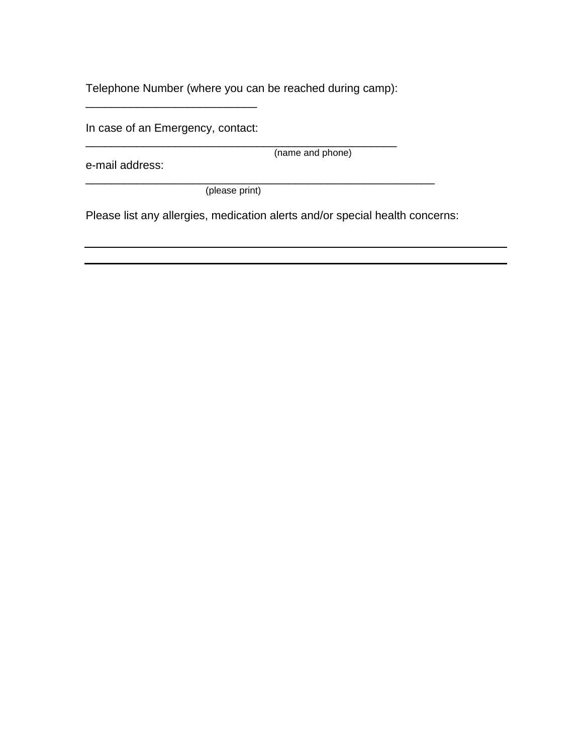Telephone Number (where you can be reached during camp):

___________________________

In case of an Emergency, contact:

__________________________________________________
(name and phone)

e-mail address:

________________________________________________________
(please print)

Please list any allergies, medication alerts and/or special health concerns:

_______________________________________________________________

_______________________________________________________________